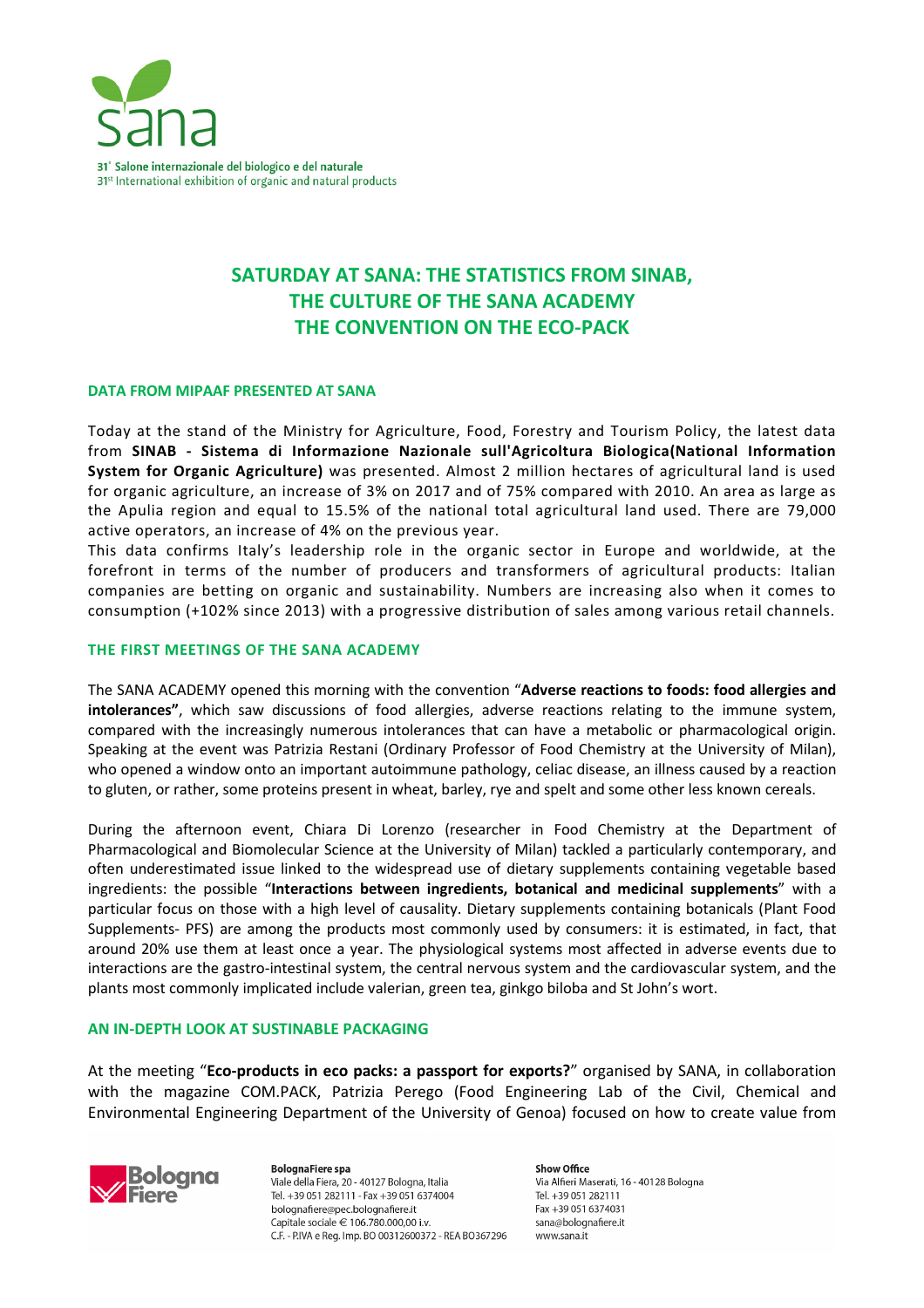sana

31° Salone internazionale del biologico e del naturale
31st International exhibition of organic and natural products

# SATURDAY AT SANA: THE STATISTICS FROM SINAB, THE CULTURE OF THE SANA ACADEMY THE CONVENTION ON THE ECO-PACK

## DATA FROM MIPAAF PRESENTED AT SANA

Today at the stand of the Ministry for Agriculture, Food, Forestry and Tourism Policy, the latest data from **SINAB - Sistema di Informazione Nazionale sull'Agricoltura Biologica(National Information System for Organic Agriculture)** was presented. Almost 2 million hectares of agricultural land is used for organic agriculture, an increase of 3% on 2017 and of 75% compared with 2010. An area as large as the Apulia region and equal to 15.5% of the national total agricultural land used. There are 79,000 active operators, an increase of 4% on the previous year.
This data confirms Italy's leadership role in the organic sector in Europe and worldwide, at the forefront in terms of the number of producers and transformers of agricultural products: Italian companies are betting on organic and sustainability. Numbers are increasing also when it comes to consumption (+102% since 2013) with a progressive distribution of sales among various retail channels.

## THE FIRST MEETINGS OF THE SANA ACADEMY

The SANA ACADEMY opened this morning with the convention "**Adverse reactions to foods: food allergies and intolerances"**, which saw discussions of food allergies, adverse reactions relating to the immune system, compared with the increasingly numerous intolerances that can have a metabolic or pharmacological origin. Speaking at the event was Patrizia Restani (Ordinary Professor of Food Chemistry at the University of Milan), who opened a window onto an important autoimmune pathology, celiac disease, an illness caused by a reaction to gluten, or rather, some proteins present in wheat, barley, rye and spelt and some other less known cereals.

During the afternoon event, Chiara Di Lorenzo (researcher in Food Chemistry at the Department of Pharmacological and Biomolecular Science at the University of Milan) tackled a particularly contemporary, and often underestimated issue linked to the widespread use of dietary supplements containing vegetable based ingredients: the possible "**Interactions between ingredients, botanical and medicinal supplements**" with a particular focus on those with a high level of causality. Dietary supplements containing botanicals (Plant Food Supplements- PFS) are among the products most commonly used by consumers: it is estimated, in fact, that around 20% use them at least once a year. The physiological systems most affected in adverse events due to interactions are the gastro-intestinal system, the central nervous system and the cardiovascular system, and the plants most commonly implicated include valerian, green tea, ginkgo biloba and St John's wort.

## AN IN-DEPTH LOOK AT SUSTINABLE PACKAGING

At the meeting "**Eco-products in eco packs: a passport for exports?**" organised by SANA, in collaboration with the magazine COM.PACK, Patrizia Perego (Food Engineering Lab of the Civil, Chemical and Environmental Engineering Department of the University of Genoa) focused on how to create value from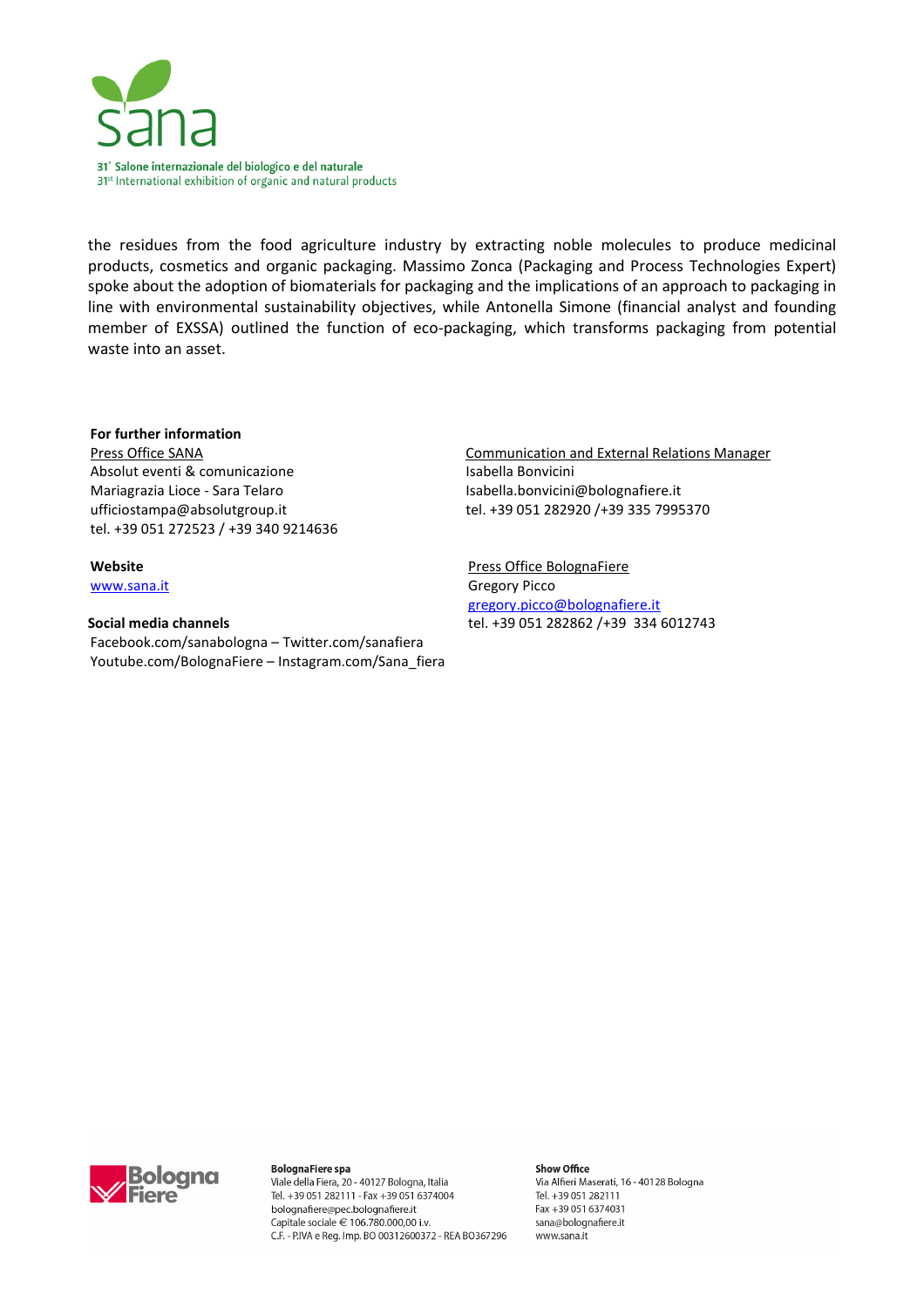the residues from the food agriculture industry by extracting noble molecules to produce medicinal products, cosmetics and organic packaging. Massimo Zonca (Packaging and Process Technologies Expert) spoke about the adoption of biomaterials for packaging and the implications of an approach to packaging in line with environmental sustainability objectives, while Antonella Simone (financial analyst and founding member of EXSSA) outlined the function of eco-packaging, which transforms packaging from potential waste into an asset.

**For further information**

Press Office SANA
Absolut eventi & comunicazione
Mariagrazia Lioce - Sara Telaro
ufficiostampa@absolutgroup.it
tel. +39 051 272523 / +39 340 9214636

Communication and External Relations Manager
Isabella Bonvicini
Isabella.bonvicini@bolognafiere.it
tel. +39 051 282920 /+39 335 7995370

**Website**
www.sana.it

Press Office BolognaFiere
Gregory Picco
gregory.picco@bolognafiere.it
tel. +39 051 282862 /+39 334 6012743

**Social media channels**
Facebook.com/sanabologna – Twitter.com/sanafiera
Youtube.com/BolognaFiere – Instagram.com/Sana_fiera